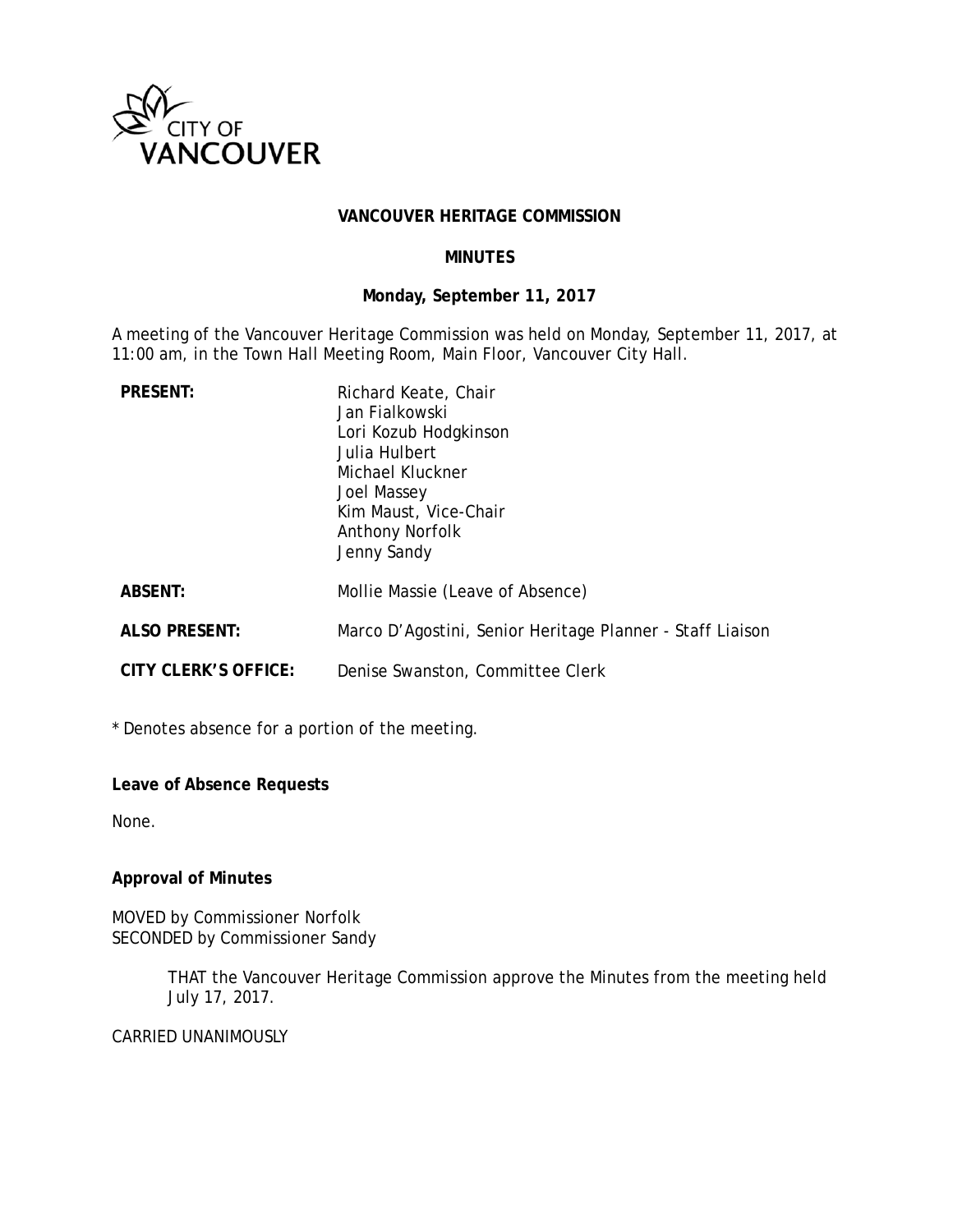CITY OF VANCOUVER

**VANCOUVER HERITAGE COMMISSION**

**MINUTES**

**Monday, September 11, 2017**

A meeting of the Vancouver Heritage Commission was held on Monday, September 11, 2017, at 11:00 am, in the Town Hall Meeting Room, Main Floor, Vancouver City Hall.

| | |
|---|---|
| **PRESENT:** | Richard Keate, Chair<br>Jan Fialkowski<br>Lori Kozub Hodgkinson<br>Julia Hulbert<br>Michael Kluckner<br>Joel Massey<br>Kim Maust, Vice-Chair<br>Anthony Norfolk<br>Jenny Sandy |
| **ABSENT:** | Mollie Massie (Leave of Absence) |
| **ALSO PRESENT:** | Marco D'Agostini, Senior Heritage Planner - Staff Liaison |
| **CITY CLERK'S OFFICE:** | Denise Swanston, Committee Clerk |

* Denotes absence for a portion of the meeting.

**Leave of Absence Requests**

None.

**Approval of Minutes**

MOVED by Commissioner Norfolk
SECONDED by Commissioner Sandy

> THAT the Vancouver Heritage Commission approve the Minutes from the meeting held July 17, 2017.

CARRIED UNANIMOUSLY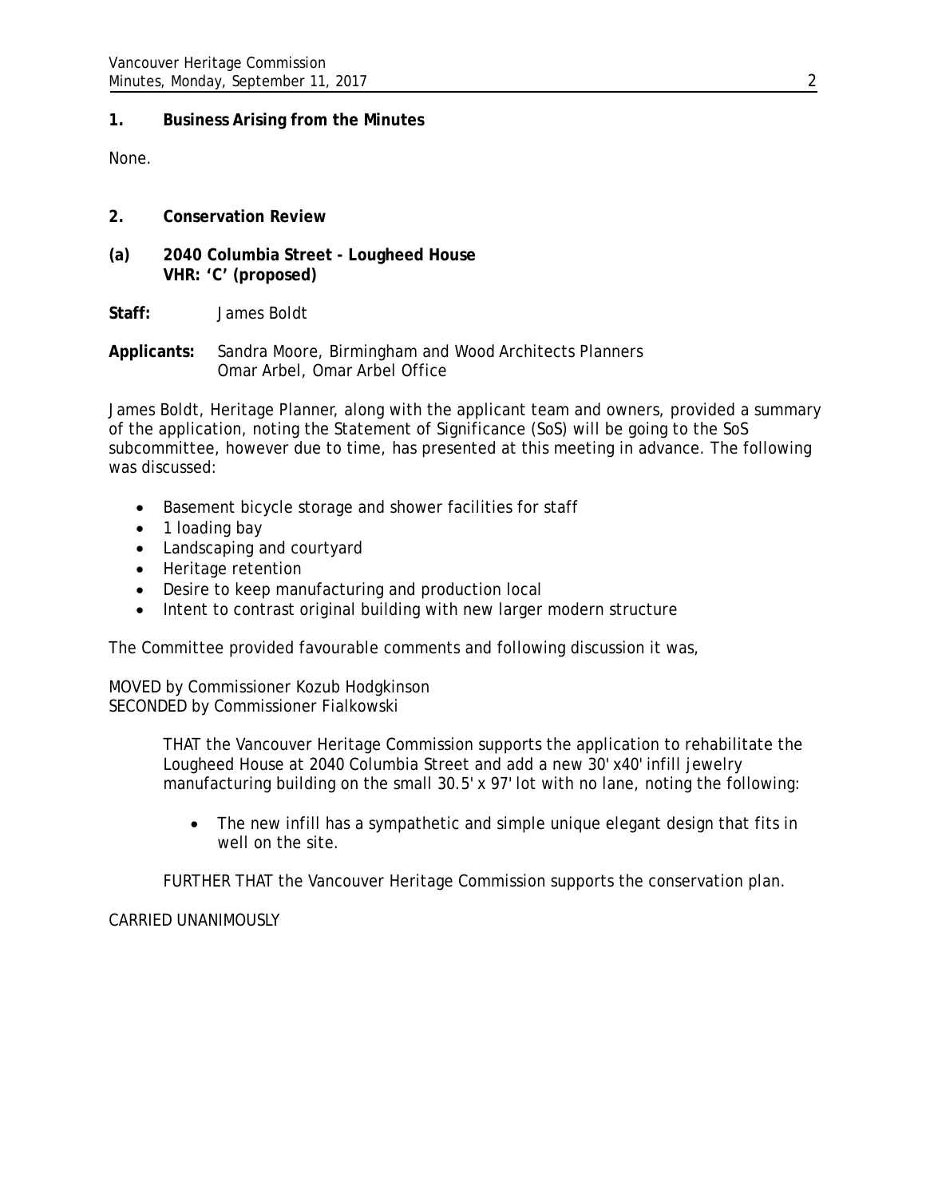## 1. Business Arising from the Minutes

None.

## 2. Conservation Review

### (a) 2040 Columbia Street - Lougheed House
**VHR: 'C' (proposed)**

**Staff:** James Boldt

**Applicants:** Sandra Moore, Birmingham and Wood Architects Planners
Omar Arbel, Omar Arbel Office

James Boldt, Heritage Planner, along with the applicant team and owners, provided a summary of the application, noting the Statement of Significance (SoS) will be going to the SoS subcommittee, however due to time, has presented at this meeting in advance. The following was discussed:

- Basement bicycle storage and shower facilities for staff
- 1 loading bay
- Landscaping and courtyard
- Heritage retention
- Desire to keep manufacturing and production local
- Intent to contrast original building with new larger modern structure

The Committee provided favourable comments and following discussion it was,

MOVED by Commissioner Kozub Hodgkinson
SECONDED by Commissioner Fialkowski

> THAT the Vancouver Heritage Commission supports the application to rehabilitate the Lougheed House at 2040 Columbia Street and add a new 30' x40' infill jewelry manufacturing building on the small 30.5' x 97' lot with no lane, noting the following:
>
> - The new infill has a sympathetic and simple unique elegant design that fits in well on the site.
>
> FURTHER THAT the Vancouver Heritage Commission supports the conservation plan.

CARRIED UNANIMOUSLY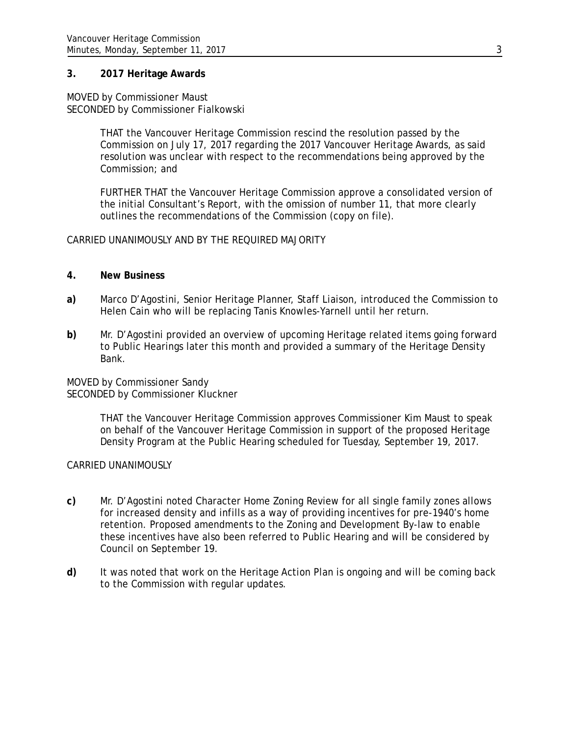### 3. 2017 Heritage Awards

MOVED by Commissioner Maust
SECONDED by Commissioner Fialkowski

> THAT the Vancouver Heritage Commission rescind the resolution passed by the Commission on July 17, 2017 regarding the 2017 Vancouver Heritage Awards, as said resolution was unclear with respect to the recommendations being approved by the Commission; and
>
> FURTHER THAT the Vancouver Heritage Commission approve a consolidated version of the initial Consultant's Report, with the omission of number 11, that more clearly outlines the recommendations of the Commission (copy on file).

CARRIED UNANIMOUSLY AND BY THE REQUIRED MAJORITY

### 4. New Business

**a)** Marco D'Agostini, Senior Heritage Planner, Staff Liaison, introduced the Commission to Helen Cain who will be replacing Tanis Knowles-Yarnell until her return.

**b)** Mr. D'Agostini provided an overview of upcoming Heritage related items going forward to Public Hearings later this month and provided a summary of the Heritage Density Bank.

MOVED by Commissioner Sandy
SECONDED by Commissioner Kluckner

> THAT the Vancouver Heritage Commission approves Commissioner Kim Maust to speak on behalf of the Vancouver Heritage Commission in support of the proposed Heritage Density Program at the Public Hearing scheduled for Tuesday, September 19, 2017.

CARRIED UNANIMOUSLY

**c)** Mr. D'Agostini noted Character Home Zoning Review for all single family zones allows for increased density and infills as a way of providing incentives for pre-1940's home retention. Proposed amendments to the Zoning and Development By-law to enable these incentives have also been referred to Public Hearing and will be considered by Council on September 19.

**d)** It was noted that work on the Heritage Action Plan is ongoing and will be coming back to the Commission with regular updates.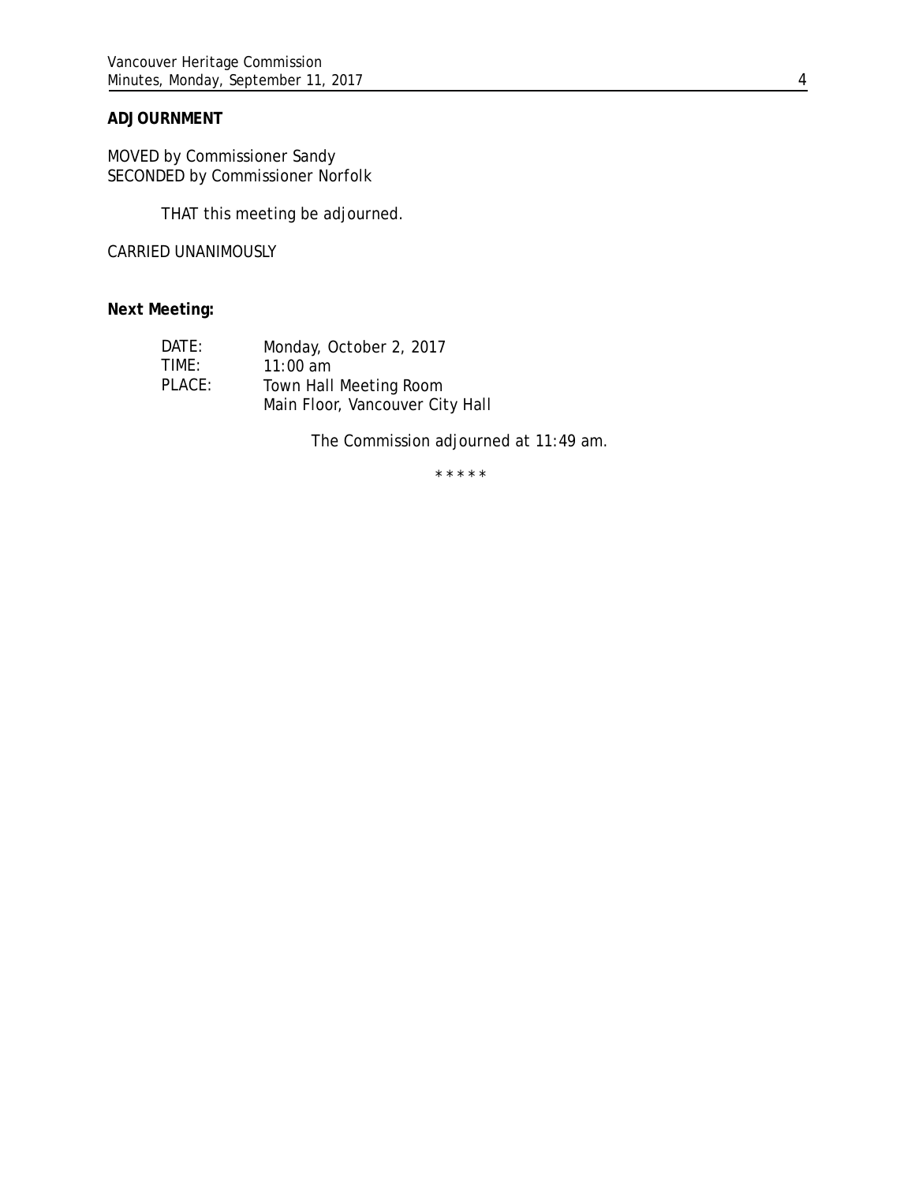**ADJOURNMENT**

MOVED by Commissioner Sandy
SECONDED by Commissioner Norfolk

THAT this meeting be adjourned.

CARRIED UNANIMOUSLY

**Next Meeting:**

| | |
|---|---|
| DATE: | Monday, October 2, 2017 |
| TIME: | 11:00 am |
| PLACE: | Town Hall Meeting Room<br>Main Floor, Vancouver City Hall |

The Commission adjourned at 11:49 am.

\* \* \* \* \*